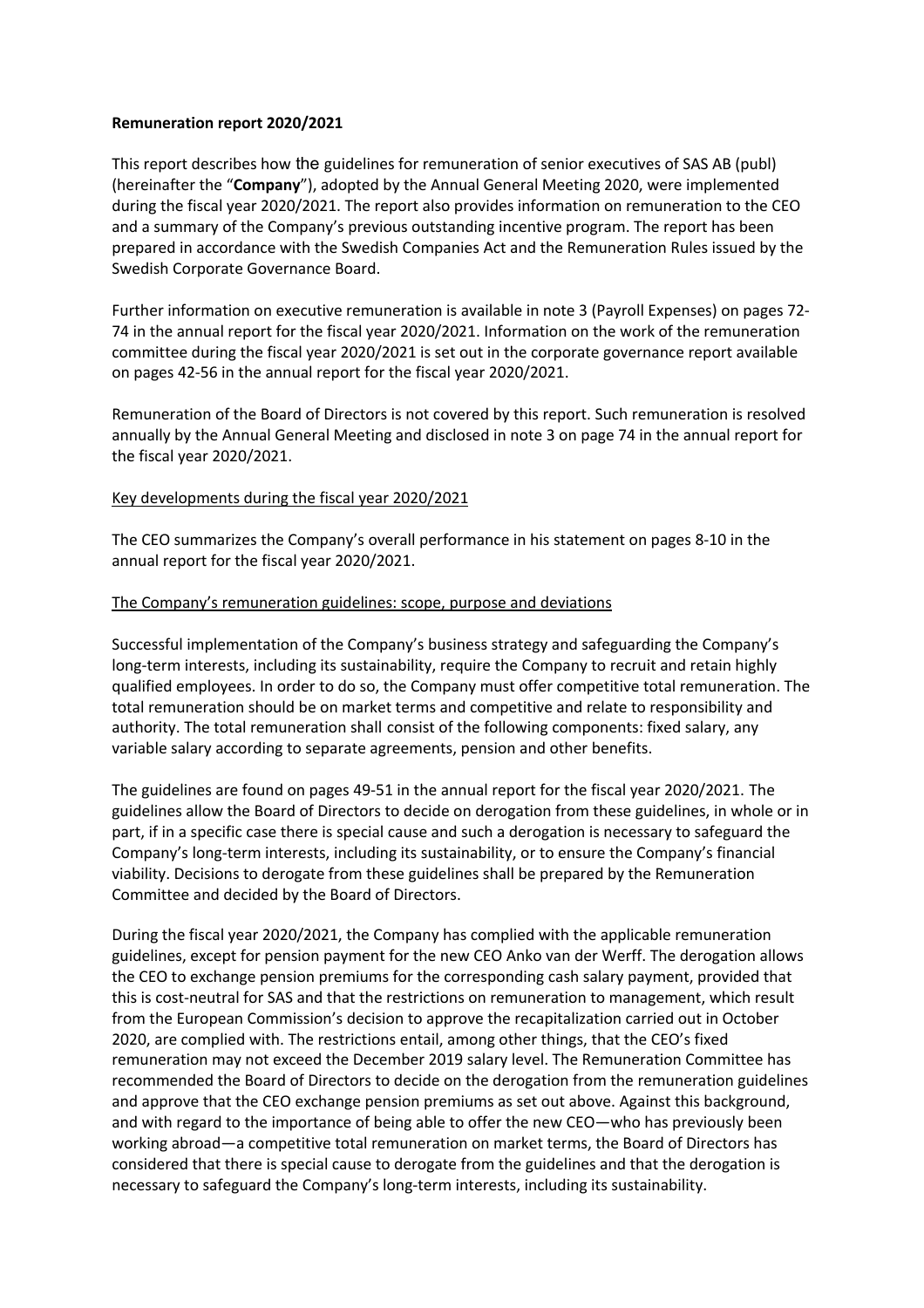**Remuneration report 2020/2021**

This report describes how the guidelines for remuneration of senior executives of SAS AB (publ) (hereinafter the "**Company**"), adopted by the Annual General Meeting 2020, were implemented during the fiscal year 2020/2021. The report also provides information on remuneration to the CEO and a summary of the Company's previous outstanding incentive program. The report has been prepared in accordance with the Swedish Companies Act and the Remuneration Rules issued by the Swedish Corporate Governance Board.

Further information on executive remuneration is available in note 3 (Payroll Expenses) on pages 72-74 in the annual report for the fiscal year 2020/2021. Information on the work of the remuneration committee during the fiscal year 2020/2021 is set out in the corporate governance report available on pages 42-56 in the annual report for the fiscal year 2020/2021.

Remuneration of the Board of Directors is not covered by this report. Such remuneration is resolved annually by the Annual General Meeting and disclosed in note 3 on page 74 in the annual report for the fiscal year 2020/2021.

<u>Key developments during the fiscal year 2020/2021</u>

The CEO summarizes the Company's overall performance in his statement on pages 8-10 in the annual report for the fiscal year 2020/2021.

<u>The Company's remuneration guidelines: scope, purpose and deviations</u>

Successful implementation of the Company's business strategy and safeguarding the Company's long-term interests, including its sustainability, require the Company to recruit and retain highly qualified employees. In order to do so, the Company must offer competitive total remuneration. The total remuneration should be on market terms and competitive and relate to responsibility and authority. The total remuneration shall consist of the following components: fixed salary, any variable salary according to separate agreements, pension and other benefits.

The guidelines are found on pages 49-51 in the annual report for the fiscal year 2020/2021. The guidelines allow the Board of Directors to decide on derogation from these guidelines, in whole or in part, if in a specific case there is special cause and such a derogation is necessary to safeguard the Company's long-term interests, including its sustainability, or to ensure the Company's financial viability. Decisions to derogate from these guidelines shall be prepared by the Remuneration Committee and decided by the Board of Directors.

During the fiscal year 2020/2021, the Company has complied with the applicable remuneration guidelines, except for pension payment for the new CEO Anko van der Werff. The derogation allows the CEO to exchange pension premiums for the corresponding cash salary payment, provided that this is cost-neutral for SAS and that the restrictions on remuneration to management, which result from the European Commission's decision to approve the recapitalization carried out in October 2020, are complied with. The restrictions entail, among other things, that the CEO's fixed remuneration may not exceed the December 2019 salary level. The Remuneration Committee has recommended the Board of Directors to decide on the derogation from the remuneration guidelines and approve that the CEO exchange pension premiums as set out above. Against this background, and with regard to the importance of being able to offer the new CEO—who has previously been working abroad—a competitive total remuneration on market terms, the Board of Directors has considered that there is special cause to derogate from the guidelines and that the derogation is necessary to safeguard the Company's long-term interests, including its sustainability.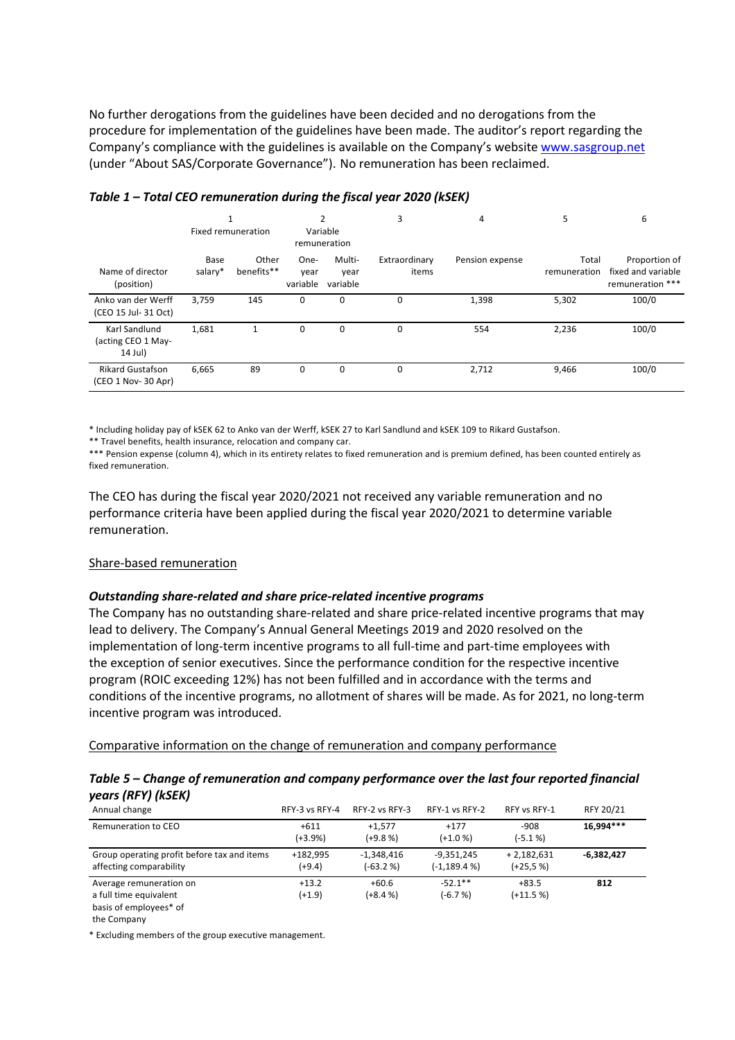No further derogations from the guidelines have been decided and no derogations from the procedure for implementation of the guidelines have been made. The auditor's report regarding the Company's compliance with the guidelines is available on the Company's website www.sasgroup.net (under "About SAS/Corporate Governance"). No remuneration has been reclaimed.

### *Table 1 – Total CEO remuneration during the fiscal year 2020 (kSEK)*

| | 1 | | 2 | | 3 | 4 | 5 | 6 |
|---|---|---|---|---|---|---|---|---|
| | Fixed remuneration | | Variable remuneration | | | | | |
| Name of director (position) | Base salary* | Other benefits** | One-year variable | Multi-year variable | Extraordinary items | Pension expense | Total remuneration | Proportion of fixed and variable remuneration *** |
| Anko van der Werff (CEO 15 Jul- 31 Oct) | 3,759 | 145 | 0 | 0 | 0 | 1,398 | 5,302 | 100/0 |
| Karl Sandlund (acting CEO 1 May-14 Jul) | 1,681 | 1 | 0 | 0 | 0 | 554 | 2,236 | 100/0 |
| Rikard Gustafson (CEO 1 Nov- 30 Apr) | 6,665 | 89 | 0 | 0 | 0 | 2,712 | 9,466 | 100/0 |

\* Including holiday pay of kSEK 62 to Anko van der Werff, kSEK 27 to Karl Sandlund and kSEK 109 to Rikard Gustafson.

\** Travel benefits, health insurance, relocation and company car.

\*** Pension expense (column 4), which in its entirety relates to fixed remuneration and is premium defined, has been counted entirely as fixed remuneration.

The CEO has during the fiscal year 2020/2021 not received any variable remuneration and no performance criteria have been applied during the fiscal year 2020/2021 to determine variable remuneration.

<u>Share-based remuneration</u>

### *Outstanding share-related and share price-related incentive programs*

The Company has no outstanding share-related and share price-related incentive programs that may lead to delivery. The Company's Annual General Meetings 2019 and 2020 resolved on the implementation of long-term incentive programs to all full-time and part-time employees with the exception of senior executives. Since the performance condition for the respective incentive program (ROIC exceeding 12%) has not been fulfilled and in accordance with the terms and conditions of the incentive programs, no allotment of shares will be made. As for 2021, no long-term incentive program was introduced.

<u>Comparative information on the change of remuneration and company performance</u>

### *Table 5 – Change of remuneration and company performance over the last four reported financial years (RFY) (kSEK)*

| Annual change | RFY-3 vs RFY-4 | RFY-2 vs RFY-3 | RFY-1 vs RFY-2 | RFY vs RFY-1 | RFY 20/21 |
|---|---|---|---|---|---|
| Remuneration to CEO | +611 (+3.9%) | +1,577 (+9.8 %) | +177 (+1.0 %) | -908 (-5.1 %) | **16,994*** ** |
| Group operating profit before tax and items affecting comparability | +182,995 (+9.4) | -1,348,416 (-63.2 %) | -9,351,245 (-1,189.4 %) | + 2,182,631 (+25,5 %) | **-6,382,427** |
| Average remuneration on a full time equivalent basis of employees* of the Company | +13.2 (+1.9) | +60.6 (+8.4 %) | -52.1** (-6.7 %) | +83.5 (+11.5 %) | **812** |

\* Excluding members of the group executive management.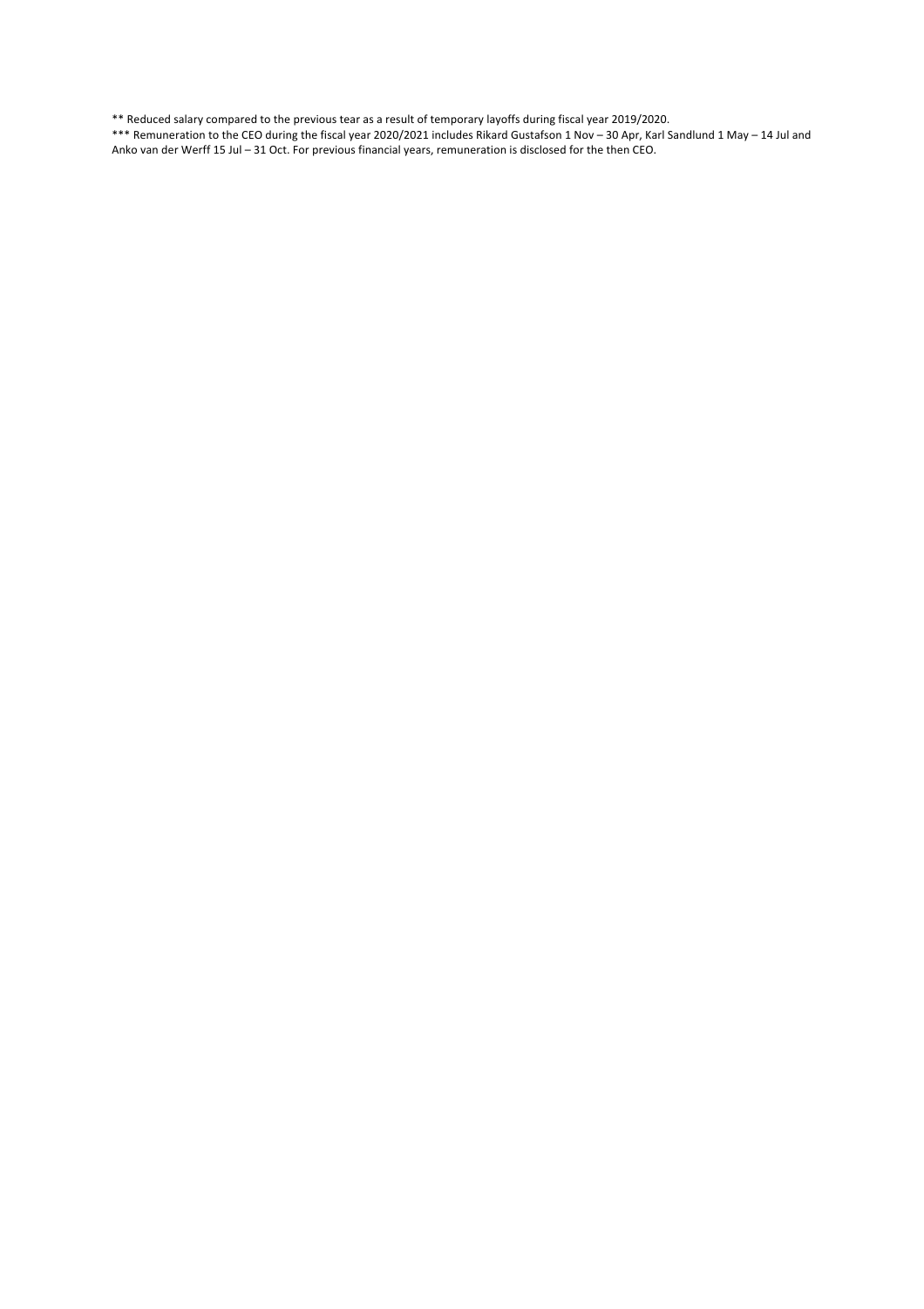** Reduced salary compared to the previous tear as a result of temporary layoffs during fiscal year 2019/2020.

*** Remuneration to the CEO during the fiscal year 2020/2021 includes Rikard Gustafson 1 Nov – 30 Apr, Karl Sandlund 1 May – 14 Jul and Anko van der Werff 15 Jul – 31 Oct. For previous financial years, remuneration is disclosed for the then CEO.